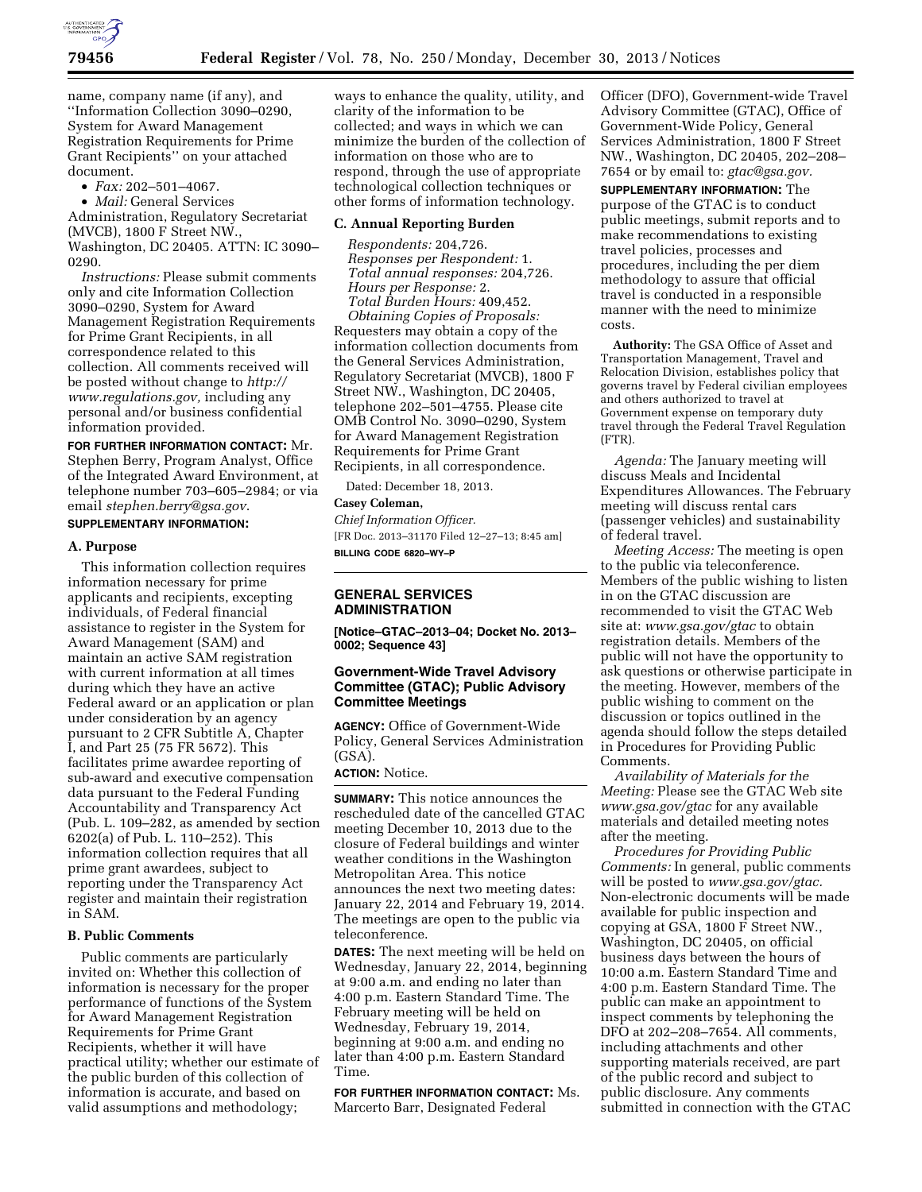name, company name (if any), and "Information Collection 3090–0290, System for Award Management Registration Requirements for Prime Grant Recipients" on your attached document.

- *Fax:* 202–501–4067.
- *Mail:* General Services Administration, Regulatory Secretariat (MVCB), 1800 F Street NW., Washington, DC 20405. ATTN: IC 3090–0290.

*Instructions:* Please submit comments only and cite Information Collection 3090–0290, System for Award Management Registration Requirements for Prime Grant Recipients, in all correspondence related to this collection. All comments received will be posted without change to *http://www.regulations.gov,* including any personal and/or business confidential information provided.

**FOR FURTHER INFORMATION CONTACT:** Mr. Stephen Berry, Program Analyst, Office of the Integrated Award Environment, at telephone number 703–605–2984; or via email *stephen.berry@gsa.gov*.

**SUPPLEMENTARY INFORMATION:**

**A. Purpose**

This information collection requires information necessary for prime applicants and recipients, excepting individuals, of Federal financial assistance to register in the System for Award Management (SAM) and maintain an active SAM registration with current information at all times during which they have an active Federal award or an application or plan under consideration by an agency pursuant to 2 CFR Subtitle A, Chapter I, and Part 25 (75 FR 5672). This facilitates prime awardee reporting of sub-award and executive compensation data pursuant to the Federal Funding Accountability and Transparency Act (Pub. L. 109–282, as amended by section 6202(a) of Pub. L. 110–252). This information collection requires that all prime grant awardees, subject to reporting under the Transparency Act register and maintain their registration in SAM.

**B. Public Comments**

Public comments are particularly invited on: Whether this collection of information is necessary for the proper performance of functions of the System for Award Management Registration Requirements for Prime Grant Recipients, whether it will have practical utility; whether our estimate of the public burden of this collection of information is accurate, and based on valid assumptions and methodology; ways to enhance the quality, utility, and clarity of the information to be collected; and ways in which we can minimize the burden of the collection of information on those who are to respond, through the use of appropriate technological collection techniques or other forms of information technology.

**C. Annual Reporting Burden**

*Respondents:* 204,726.
*Responses per Respondent:* 1.
*Total annual responses:* 204,726.
*Hours per Response:* 2.
*Total Burden Hours:* 409,452.
*Obtaining Copies of Proposals:* Requesters may obtain a copy of the information collection documents from the General Services Administration, Regulatory Secretariat (MVCB), 1800 F Street NW., Washington, DC 20405, telephone 202–501–4755. Please cite OMB Control No. 3090–0290, System for Award Management Registration Requirements for Prime Grant Recipients, in all correspondence.

Dated: December 18, 2013.

**Casey Coleman,**

*Chief Information Officer.*

[FR Doc. 2013–31170 Filed 12–27–13; 8:45 am]

**BILLING CODE 6820–WY–P**

---

## GENERAL SERVICES ADMINISTRATION

**[Notice–GTAC–2013–04; Docket No. 2013–0002; Sequence 43]**

### Government-Wide Travel Advisory Committee (GTAC); Public Advisory Committee Meetings

**AGENCY:** Office of Government-Wide Policy, General Services Administration (GSA).

**ACTION:** Notice.

**SUMMARY:** This notice announces the rescheduled date of the cancelled GTAC meeting December 10, 2013 due to the closure of Federal buildings and winter weather conditions in the Washington Metropolitan Area. This notice announces the next two meeting dates: January 22, 2014 and February 19, 2014. The meetings are open to the public via teleconference.

**DATES:** The next meeting will be held on Wednesday, January 22, 2014, beginning at 9:00 a.m. and ending no later than 4:00 p.m. Eastern Standard Time. The February meeting will be held on Wednesday, February 19, 2014, beginning at 9:00 a.m. and ending no later than 4:00 p.m. Eastern Standard Time.

**FOR FURTHER INFORMATION CONTACT:** Ms. Marcerto Barr, Designated Federal Officer (DFO), Government-wide Travel Advisory Committee (GTAC), Office of Government-Wide Policy, General Services Administration, 1800 F Street NW., Washington, DC 20405, 202–208–7654 or by email to: *gtac@gsa.gov*.

**SUPPLEMENTARY INFORMATION:** The purpose of the GTAC is to conduct public meetings, submit reports and to make recommendations to existing travel policies, processes and procedures, including the per diem methodology to assure that official travel is conducted in a responsible manner with the need to minimize costs.

**Authority:** The GSA Office of Asset and Transportation Management, Travel and Relocation Division, establishes policy that governs travel by Federal civilian employees and others authorized to travel at Government expense on temporary duty travel through the Federal Travel Regulation (FTR).

*Agenda:* The January meeting will discuss Meals and Incidental Expenditures Allowances. The February meeting will discuss rental cars (passenger vehicles) and sustainability of federal travel.

*Meeting Access:* The meeting is open to the public via teleconference. Members of the public wishing to listen in on the GTAC discussion are recommended to visit the GTAC Web site at: *www.gsa.gov/gtac* to obtain registration details. Members of the public will not have the opportunity to ask questions or otherwise participate in the meeting. However, members of the public wishing to comment on the discussion or topics outlined in the agenda should follow the steps detailed in Procedures for Providing Public Comments.

*Availability of Materials for the Meeting:* Please see the GTAC Web site *www.gsa.gov/gtac* for any available materials and detailed meeting notes after the meeting.

*Procedures for Providing Public Comments:* In general, public comments will be posted to *www.gsa.gov/gtac.* Non-electronic documents will be made available for public inspection and copying at GSA, 1800 F Street NW., Washington, DC 20405, on official business days between the hours of 10:00 a.m. Eastern Standard Time and 4:00 p.m. Eastern Standard Time. The public can make an appointment to inspect comments by telephoning the DFO at 202–208–7654. All comments, including attachments and other supporting materials received, are part of the public record and subject to public disclosure. Any comments submitted in connection with the GTAC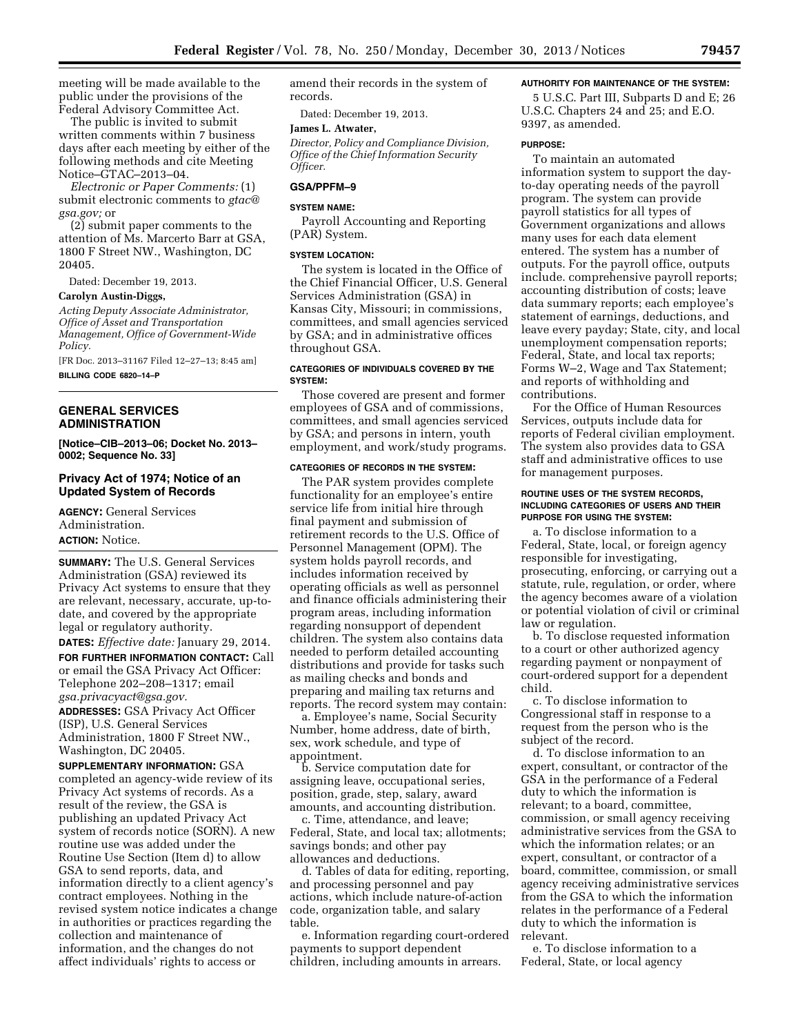meeting will be made available to the public under the provisions of the Federal Advisory Committee Act.

The public is invited to submit written comments within 7 business days after each meeting by either of the following methods and cite Meeting Notice–GTAC–2013–04.

*Electronic or Paper Comments:* (1) submit electronic comments to *gtac@gsa.gov;* or

(2) submit paper comments to the attention of Ms. Marcerto Barr at GSA, 1800 F Street NW., Washington, DC 20405.

Dated: December 19, 2013.

**Carolyn Austin-Diggs,**

*Acting Deputy Associate Administrator, Office of Asset and Transportation Management, Office of Government-Wide Policy.*

[FR Doc. 2013–31167 Filed 12–27–13; 8:45 am]

**BILLING CODE 6820–14–P**

## GENERAL SERVICES ADMINISTRATION

**[Notice–CIB–2013–06; Docket No. 2013–0002; Sequence No. 33]**

## Privacy Act of 1974; Notice of an Updated System of Records

**AGENCY:** General Services Administration.

**ACTION:** Notice.

**SUMMARY:** The U.S. General Services Administration (GSA) reviewed its Privacy Act systems to ensure that they are relevant, necessary, accurate, up-to-date, and covered by the appropriate legal or regulatory authority.

**DATES:** *Effective date:* January 29, 2014.

**FOR FURTHER INFORMATION CONTACT:** Call or email the GSA Privacy Act Officer: Telephone 202–208–1317; email *gsa.privacyact@gsa.gov.*

**ADDRESSES:** GSA Privacy Act Officer (ISP), U.S. General Services Administration, 1800 F Street NW., Washington, DC 20405.

**SUPPLEMENTARY INFORMATION:** GSA completed an agency-wide review of its Privacy Act systems of records. As a result of the review, the GSA is publishing an updated Privacy Act system of records notice (SORN). A new routine use was added under the Routine Use Section (Item d) to allow GSA to send reports, data, and information directly to a client agency's contract employees. Nothing in the revised system notice indicates a change in authorities or practices regarding the collection and maintenance of information, and the changes do not affect individuals' rights to access or amend their records in the system of records.

Dated: December 19, 2013.

**James L. Atwater,**

*Director, Policy and Compliance Division, Office of the Chief Information Security Officer.*

### GSA/PPFM–9

#### SYSTEM NAME:

Payroll Accounting and Reporting (PAR) System.

#### SYSTEM LOCATION:

The system is located in the Office of the Chief Financial Officer, U.S. General Services Administration (GSA) in Kansas City, Missouri; in commissions, committees, and small agencies serviced by GSA; and in administrative offices throughout GSA.

#### CATEGORIES OF INDIVIDUALS COVERED BY THE SYSTEM:

Those covered are present and former employees of GSA and of commissions, committees, and small agencies serviced by GSA; and persons in intern, youth employment, and work/study programs.

#### CATEGORIES OF RECORDS IN THE SYSTEM:

The PAR system provides complete functionality for an employee's entire service life from initial hire through final payment and submission of retirement records to the U.S. Office of Personnel Management (OPM). The system holds payroll records, and includes information received by operating officials as well as personnel and finance officials administering their program areas, including information regarding nonsupport of dependent children. The system also contains data needed to perform detailed accounting distributions and provide for tasks such as mailing checks and bonds and preparing and mailing tax returns and reports. The record system may contain:

a. Employee's name, Social Security Number, home address, date of birth, sex, work schedule, and type of appointment.

b. Service computation date for assigning leave, occupational series, position, grade, step, salary, award amounts, and accounting distribution.

c. Time, attendance, and leave; Federal, State, and local tax; allotments; savings bonds; and other pay allowances and deductions.

d. Tables of data for editing, reporting, and processing personnel and pay actions, which include nature-of-action code, organization table, and salary table.

e. Information regarding court-ordered payments to support dependent children, including amounts in arrears.

#### AUTHORITY FOR MAINTENANCE OF THE SYSTEM:

5 U.S.C. Part III, Subparts D and E; 26 U.S.C. Chapters 24 and 25; and E.O. 9397, as amended.

#### PURPOSE:

To maintain an automated information system to support the day-to-day operating needs of the payroll program. The system can provide payroll statistics for all types of Government organizations and allows many uses for each data element entered. The system has a number of outputs. For the payroll office, outputs include. comprehensive payroll reports; accounting distribution of costs; leave data summary reports; each employee's statement of earnings, deductions, and leave every payday; State, city, and local unemployment compensation reports; Federal, State, and local tax reports; Forms W–2, Wage and Tax Statement; and reports of withholding and contributions.

For the Office of Human Resources Services, outputs include data for reports of Federal civilian employment. The system also provides data to GSA staff and administrative offices to use for management purposes.

#### ROUTINE USES OF THE SYSTEM RECORDS, INCLUDING CATEGORIES OF USERS AND THEIR PURPOSE FOR USING THE SYSTEM:

a. To disclose information to a Federal, State, local, or foreign agency responsible for investigating, prosecuting, enforcing, or carrying out a statute, rule, regulation, or order, where the agency becomes aware of a violation or potential violation of civil or criminal law or regulation.

b. To disclose requested information to a court or other authorized agency regarding payment or nonpayment of court-ordered support for a dependent child.

c. To disclose information to Congressional staff in response to a request from the person who is the subject of the record.

d. To disclose information to an expert, consultant, or contractor of the GSA in the performance of a Federal duty to which the information is relevant; to a board, committee, commission, or small agency receiving administrative services from the GSA to which the information relates; or an expert, consultant, or contractor of a board, committee, commission, or small agency receiving administrative services from the GSA to which the information relates in the performance of a Federal duty to which the information is relevant.

e. To disclose information to a Federal, State, or local agency